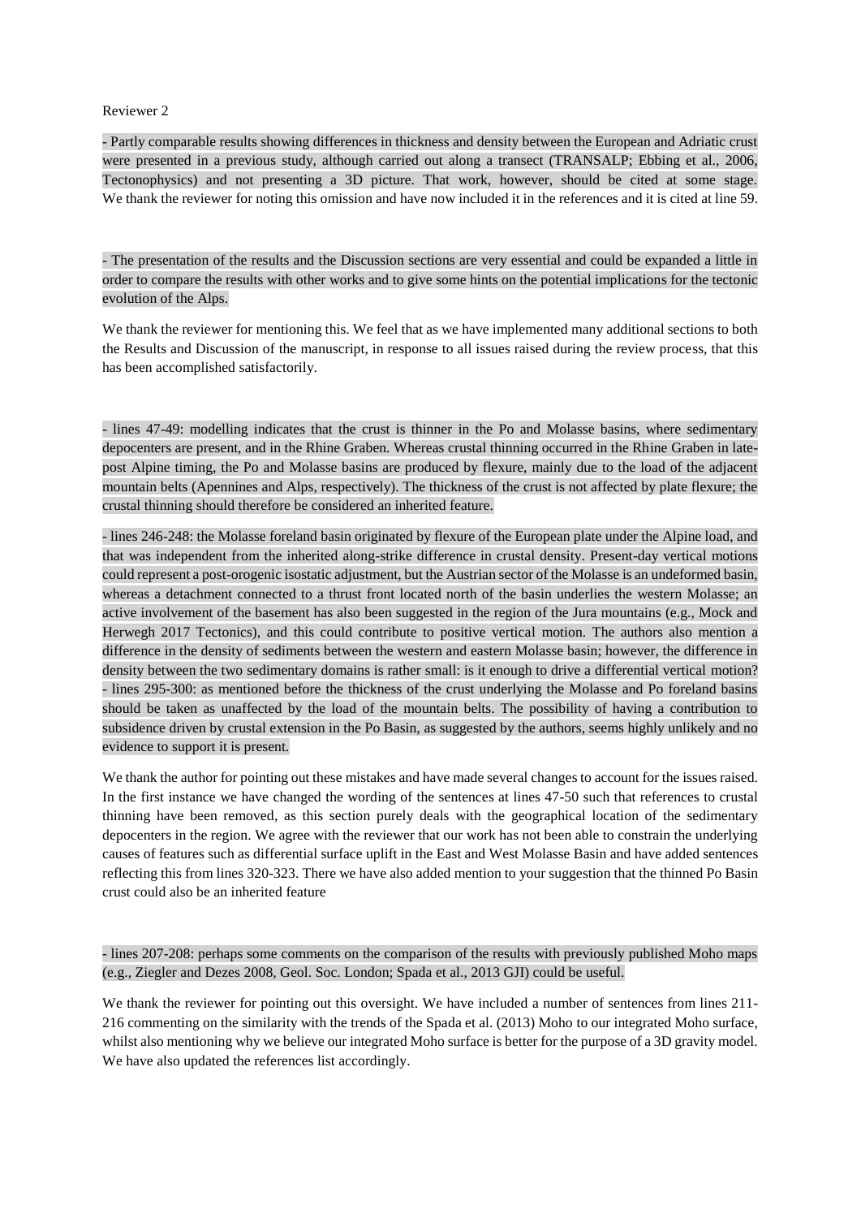Reviewer 2

- Partly comparable results showing differences in thickness and density between the European and Adriatic crust were presented in a previous study, although carried out along a transect (TRANSALP; Ebbing et al., 2006, Tectonophysics) and not presenting a 3D picture. That work, however, should be cited at some stage. We thank the reviewer for noting this omission and have now included it in the references and it is cited at line 59.

- The presentation of the results and the Discussion sections are very essential and could be expanded a little in order to compare the results with other works and to give some hints on the potential implications for the tectonic evolution of the Alps.

We thank the reviewer for mentioning this. We feel that as we have implemented many additional sections to both the Results and Discussion of the manuscript, in response to all issues raised during the review process, that this has been accomplished satisfactorily.

- lines 47-49: modelling indicates that the crust is thinner in the Po and Molasse basins, where sedimentary depocenters are present, and in the Rhine Graben. Whereas crustal thinning occurred in the Rhine Graben in late-post Alpine timing, the Po and Molasse basins are produced by flexure, mainly due to the load of the adjacent mountain belts (Apennines and Alps, respectively). The thickness of the crust is not affected by plate flexure; the crustal thinning should therefore be considered an inherited feature.

- lines 246-248: the Molasse foreland basin originated by flexure of the European plate under the Alpine load, and that was independent from the inherited along-strike difference in crustal density. Present-day vertical motions could represent a post-orogenic isostatic adjustment, but the Austrian sector of the Molasse is an undeformed basin, whereas a detachment connected to a thrust front located north of the basin underlies the western Molasse; an active involvement of the basement has also been suggested in the region of the Jura mountains (e.g., Mock and Herwegh 2017 Tectonics), and this could contribute to positive vertical motion. The authors also mention a difference in the density of sediments between the western and eastern Molasse basin; however, the difference in density between the two sedimentary domains is rather small: is it enough to drive a differential vertical motion?
- lines 295-300: as mentioned before the thickness of the crust underlying the Molasse and Po foreland basins should be taken as unaffected by the load of the mountain belts. The possibility of having a contribution to subsidence driven by crustal extension in the Po Basin, as suggested by the authors, seems highly unlikely and no evidence to support it is present.

We thank the author for pointing out these mistakes and have made several changes to account for the issues raised. In the first instance we have changed the wording of the sentences at lines 47-50 such that references to crustal thinning have been removed, as this section purely deals with the geographical location of the sedimentary depocenters in the region. We agree with the reviewer that our work has not been able to constrain the underlying causes of features such as differential surface uplift in the East and West Molasse Basin and have added sentences reflecting this from lines 320-323. There we have also added mention to your suggestion that the thinned Po Basin crust could also be an inherited feature

- lines 207-208: perhaps some comments on the comparison of the results with previously published Moho maps (e.g., Ziegler and Dezes 2008, Geol. Soc. London; Spada et al., 2013 GJI) could be useful.

We thank the reviewer for pointing out this oversight. We have included a number of sentences from lines 211-216 commenting on the similarity with the trends of the Spada et al. (2013) Moho to our integrated Moho surface, whilst also mentioning why we believe our integrated Moho surface is better for the purpose of a 3D gravity model. We have also updated the references list accordingly.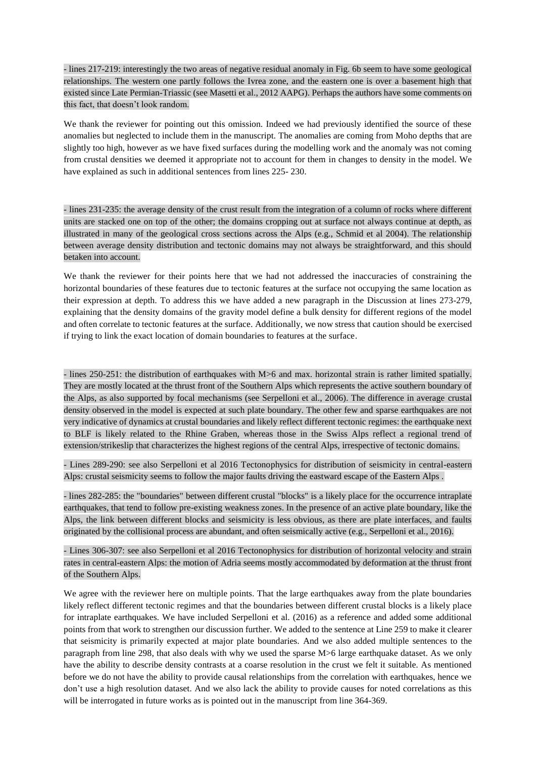- lines 217-219: interestingly the two areas of negative residual anomaly in Fig. 6b seem to have some geological relationships. The western one partly follows the Ivrea zone, and the eastern one is over a basement high that existed since Late Permian-Triassic (see Masetti et al., 2012 AAPG). Perhaps the authors have some comments on this fact, that doesn't look random.

We thank the reviewer for pointing out this omission. Indeed we had previously identified the source of these anomalies but neglected to include them in the manuscript. The anomalies are coming from Moho depths that are slightly too high, however as we have fixed surfaces during the modelling work and the anomaly was not coming from crustal densities we deemed it appropriate not to account for them in changes to density in the model. We have explained as such in additional sentences from lines 225- 230.

- lines 231-235: the average density of the crust result from the integration of a column of rocks where different units are stacked one on top of the other; the domains cropping out at surface not always continue at depth, as illustrated in many of the geological cross sections across the Alps (e.g., Schmid et al 2004). The relationship between average density distribution and tectonic domains may not always be straightforward, and this should betaken into account.

We thank the reviewer for their points here that we had not addressed the inaccuracies of constraining the horizontal boundaries of these features due to tectonic features at the surface not occupying the same location as their expression at depth. To address this we have added a new paragraph in the Discussion at lines 273-279, explaining that the density domains of the gravity model define a bulk density for different regions of the model and often correlate to tectonic features at the surface. Additionally, we now stress that caution should be exercised if trying to link the exact location of domain boundaries to features at the surface.

- lines 250-251: the distribution of earthquakes with M>6 and max. horizontal strain is rather limited spatially. They are mostly located at the thrust front of the Southern Alps which represents the active southern boundary of the Alps, as also supported by focal mechanisms (see Serpelloni et al., 2006). The difference in average crustal density observed in the model is expected at such plate boundary. The other few and sparse earthquakes are not very indicative of dynamics at crustal boundaries and likely reflect different tectonic regimes: the earthquake next to BLF is likely related to the Rhine Graben, whereas those in the Swiss Alps reflect a regional trend of extension/strikeslip that characterizes the highest regions of the central Alps, irrespective of tectonic domains.

- Lines 289-290: see also Serpelloni et al 2016 Tectonophysics for distribution of seismicity in central-eastern Alps: crustal seismicity seems to follow the major faults driving the eastward escape of the Eastern Alps .

- lines 282-285: the "boundaries" between different crustal "blocks" is a likely place for the occurrence intraplate earthquakes, that tend to follow pre-existing weakness zones. In the presence of an active plate boundary, like the Alps, the link between different blocks and seismicity is less obvious, as there are plate interfaces, and faults originated by the collisional process are abundant, and often seismically active (e.g., Serpelloni et al., 2016).

- Lines 306-307: see also Serpelloni et al 2016 Tectonophysics for distribution of horizontal velocity and strain rates in central-eastern Alps: the motion of Adria seems mostly accommodated by deformation at the thrust front of the Southern Alps.

We agree with the reviewer here on multiple points. That the large earthquakes away from the plate boundaries likely reflect different tectonic regimes and that the boundaries between different crustal blocks is a likely place for intraplate earthquakes. We have included Serpelloni et al. (2016) as a reference and added some additional points from that work to strengthen our discussion further. We added to the sentence at Line 259 to make it clearer that seismicity is primarily expected at major plate boundaries. And we also added multiple sentences to the paragraph from line 298, that also deals with why we used the sparse M>6 large earthquake dataset. As we only have the ability to describe density contrasts at a coarse resolution in the crust we felt it suitable. As mentioned before we do not have the ability to provide causal relationships from the correlation with earthquakes, hence we don't use a high resolution dataset. And we also lack the ability to provide causes for noted correlations as this will be interrogated in future works as is pointed out in the manuscript from line 364-369.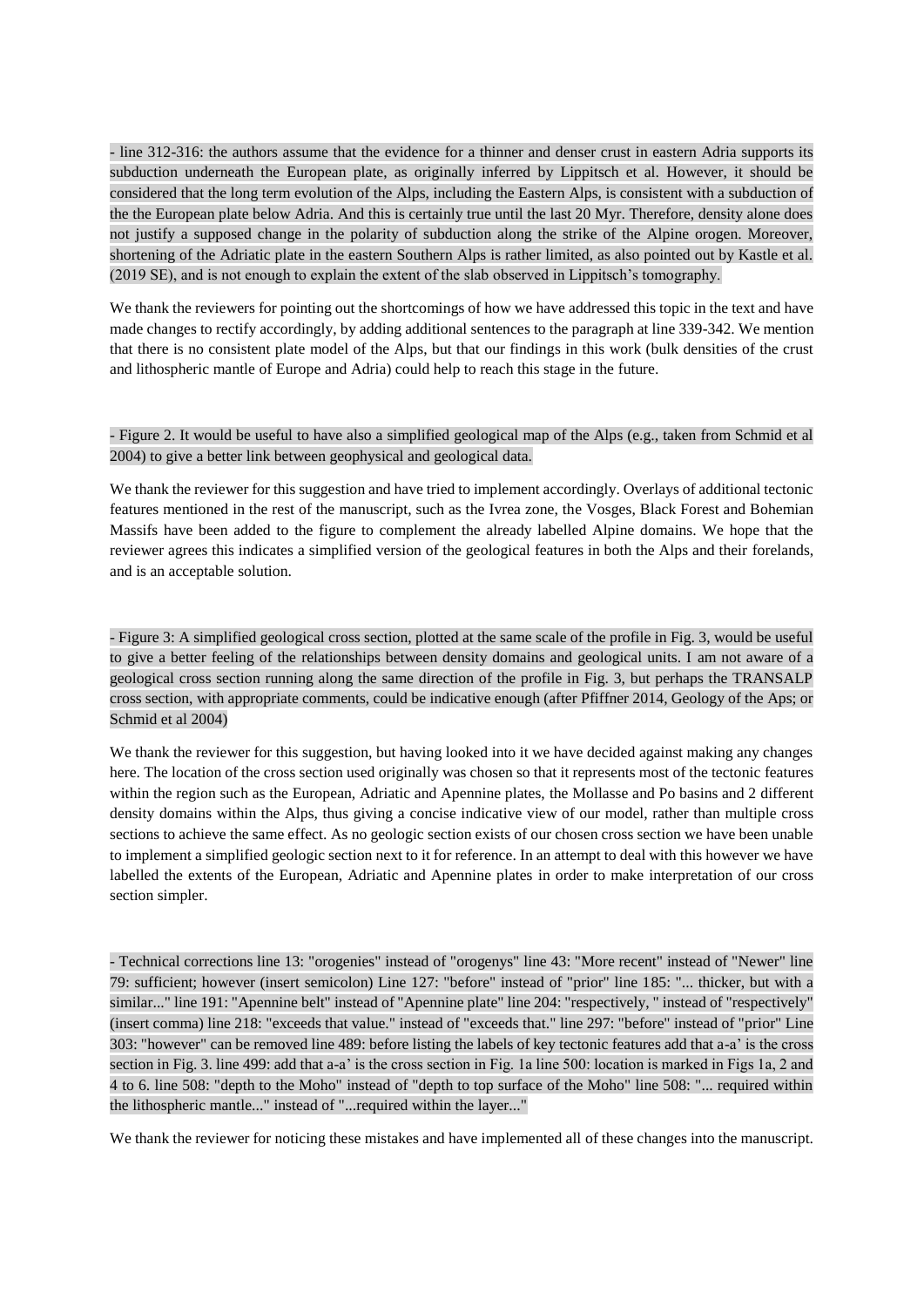- line 312-316: the authors assume that the evidence for a thinner and denser crust in eastern Adria supports its subduction underneath the European plate, as originally inferred by Lippitsch et al. However, it should be considered that the long term evolution of the Alps, including the Eastern Alps, is consistent with a subduction of the the European plate below Adria. And this is certainly true until the last 20 Myr. Therefore, density alone does not justify a supposed change in the polarity of subduction along the strike of the Alpine orogen. Moreover, shortening of the Adriatic plate in the eastern Southern Alps is rather limited, as also pointed out by Kastle et al. (2019 SE), and is not enough to explain the extent of the slab observed in Lippitsch's tomography.

We thank the reviewers for pointing out the shortcomings of how we have addressed this topic in the text and have made changes to rectify accordingly, by adding additional sentences to the paragraph at line 339-342. We mention that there is no consistent plate model of the Alps, but that our findings in this work (bulk densities of the crust and lithospheric mantle of Europe and Adria) could help to reach this stage in the future.

- Figure 2. It would be useful to have also a simplified geological map of the Alps (e.g., taken from Schmid et al 2004) to give a better link between geophysical and geological data.

We thank the reviewer for this suggestion and have tried to implement accordingly. Overlays of additional tectonic features mentioned in the rest of the manuscript, such as the Ivrea zone, the Vosges, Black Forest and Bohemian Massifs have been added to the figure to complement the already labelled Alpine domains. We hope that the reviewer agrees this indicates a simplified version of the geological features in both the Alps and their forelands, and is an acceptable solution.

- Figure 3: A simplified geological cross section, plotted at the same scale of the profile in Fig. 3, would be useful to give a better feeling of the relationships between density domains and geological units. I am not aware of a geological cross section running along the same direction of the profile in Fig. 3, but perhaps the TRANSALP cross section, with appropriate comments, could be indicative enough (after Pfiffner 2014, Geology of the Aps; or Schmid et al 2004)

We thank the reviewer for this suggestion, but having looked into it we have decided against making any changes here. The location of the cross section used originally was chosen so that it represents most of the tectonic features within the region such as the European, Adriatic and Apennine plates, the Mollasse and Po basins and 2 different density domains within the Alps, thus giving a concise indicative view of our model, rather than multiple cross sections to achieve the same effect. As no geologic section exists of our chosen cross section we have been unable to implement a simplified geologic section next to it for reference. In an attempt to deal with this however we have labelled the extents of the European, Adriatic and Apennine plates in order to make interpretation of our cross section simpler.

- Technical corrections line 13: "orogenies" instead of "orogenys" line 43: "More recent" instead of "Newer" line 79: sufficient; however (insert semicolon) Line 127: "before" instead of "prior" line 185: "... thicker, but with a similar..." line 191: "Apennine belt" instead of "Apennine plate" line 204: "respectively, " instead of "respectively" (insert comma) line 218: "exceeds that value." instead of "exceeds that." line 297: "before" instead of "prior" Line 303: "however" can be removed line 489: before listing the labels of key tectonic features add that a-a' is the cross section in Fig. 3. line 499: add that a-a' is the cross section in Fig. 1a line 500: location is marked in Figs 1a, 2 and 4 to 6. line 508: "depth to the Moho" instead of "depth to top surface of the Moho" line 508: "... required within the lithospheric mantle..." instead of "...required within the layer..."

We thank the reviewer for noticing these mistakes and have implemented all of these changes into the manuscript.